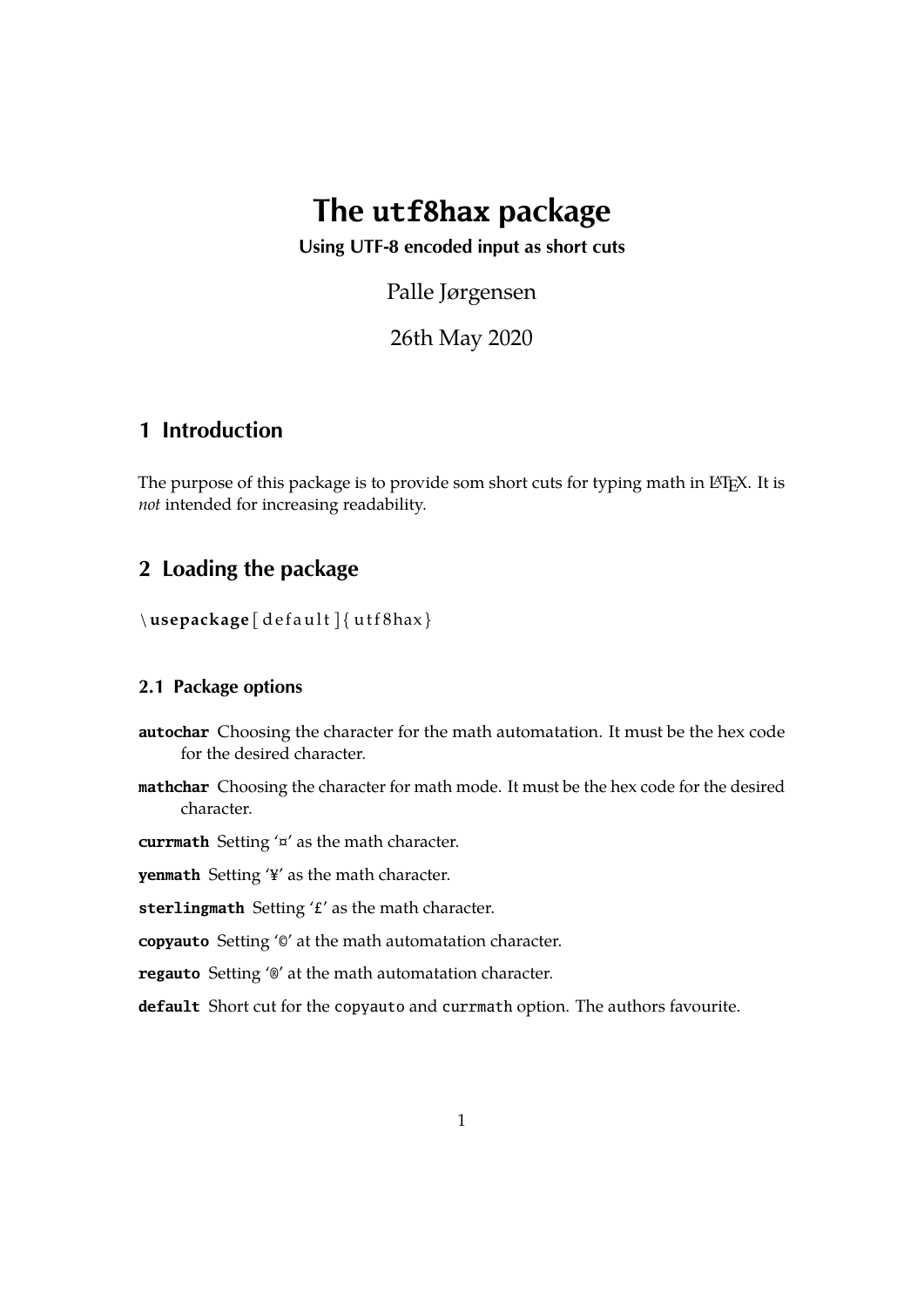# The `utf8hax` package

**Using UTF-8 encoded input as short cuts**

Palle Jørgensen

26th May 2020

## 1 Introduction

The purpose of this package is to provide som short cuts for typing math in LaTeX. It is *not* intended for increasing readability.

## 2 Loading the package

```
\usepackage[default]{utf8hax}
```

### 2.1 Package options

**autochar** Choosing the character for the math automatation. It must be the hex code for the desired character.

**mathchar** Choosing the character for math mode. It must be the hex code for the desired character.

**currmath** Setting '¤' as the math character.

**yenmath** Setting '¥' as the math character.

**sterlingmath** Setting '£' as the math character.

**copyauto** Setting '©' at the math automatation character.

**regauto** Setting '®' at the math automatation character.

**default** Short cut for the `copyauto` and `currmath` option. The authors favourite.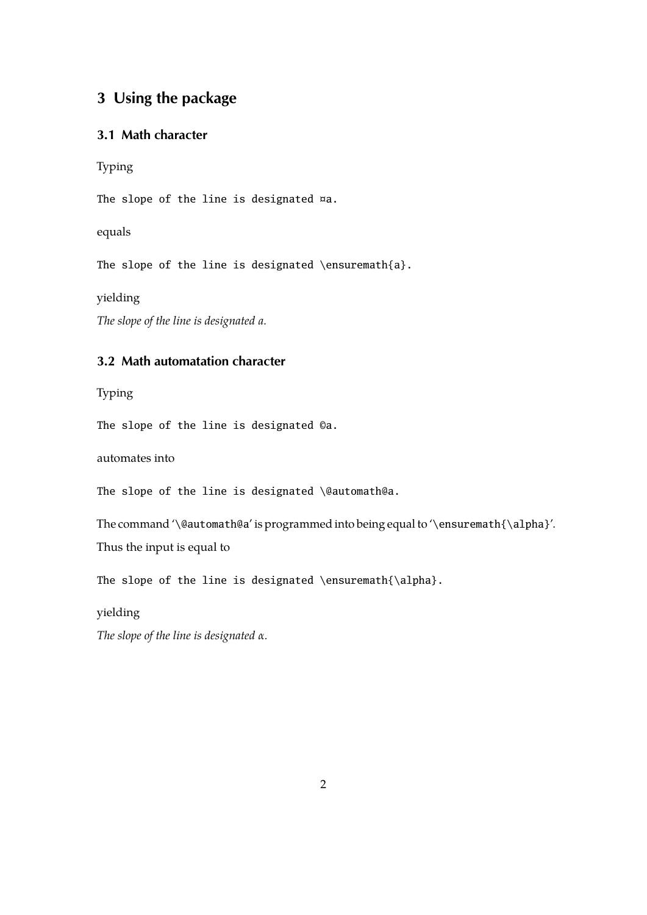## 3 Using the package

### 3.1 Math character

Typing

```
The slope of the line is designated ¤a.
```

equals

```
The slope of the line is designated \ensuremath{a}.
```

yielding

*The slope of the line is designated $a$.*

### 3.2 Math automatation character

Typing

```
The slope of the line is designated ©a.
```

automates into

```
The slope of the line is designated \@automath@a.
```

The command '`\@automath@a`' is programmed into being equal to '`\ensuremath{\alpha}`'.

Thus the input is equal to

```
The slope of the line is designated \ensuremath{\alpha}.
```

yielding

*The slope of the line is designated $\alpha$.*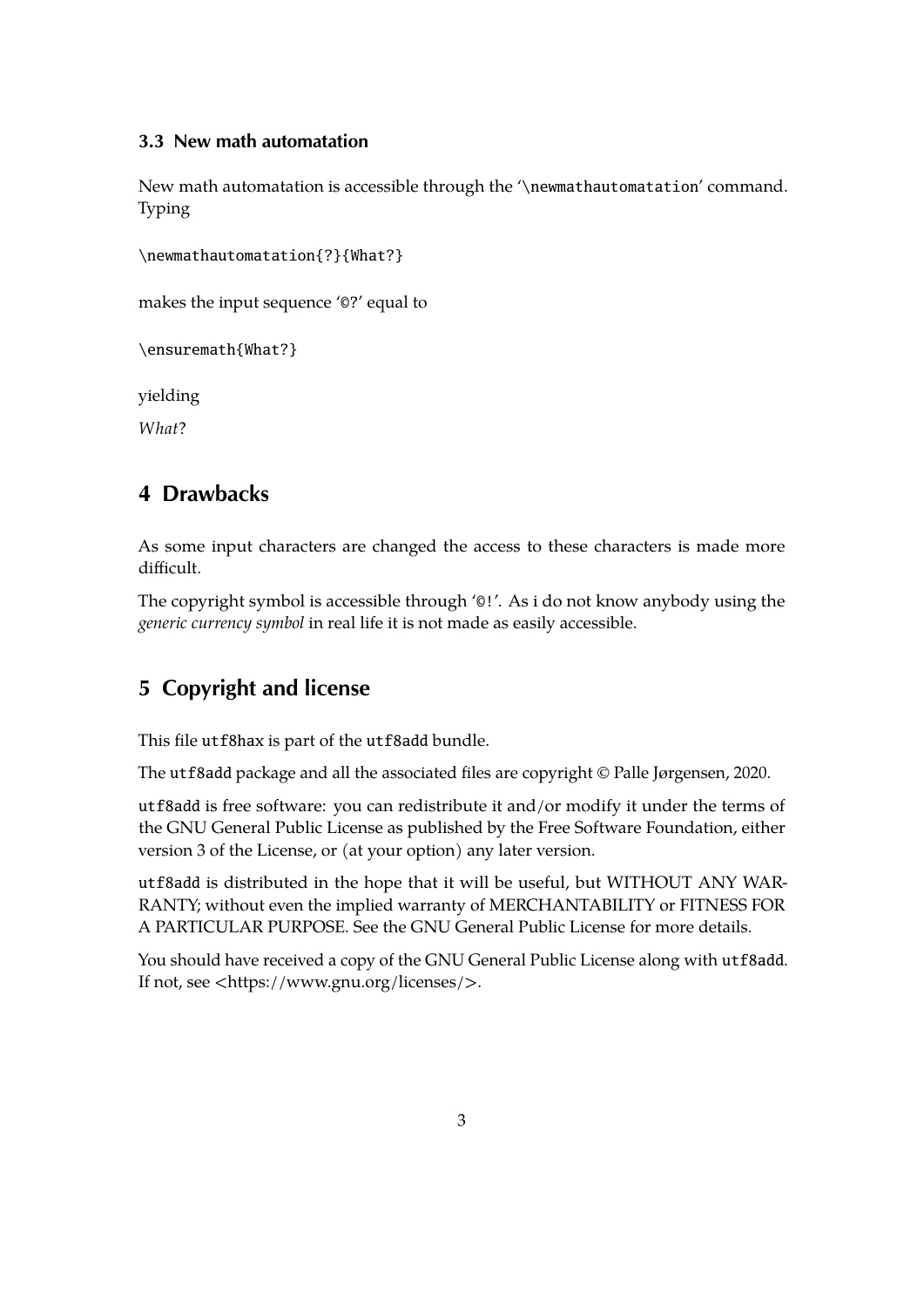### 3.3 New math automatation

New math automatation is accessible through the '`\newmathautomatation`' command. Typing

```
\newmathautomatation{?}{What?}
```

makes the input sequence '`©?`' equal to

```
\ensuremath{What?}
```

yielding

$What?$

## 4 Drawbacks

As some input characters are changed the access to these characters is made more difficult.

The copyright symbol is accessible through '`©!`'. As i do not know anybody using the *generic currency symbol* in real life it is not made as easily accessible.

## 5 Copyright and license

This file `utf8hax` is part of the `utf8add` bundle.

The `utf8add` package and all the associated files are copyright © Palle Jørgensen, 2020.

`utf8add` is free software: you can redistribute it and/or modify it under the terms of the GNU General Public License as published by the Free Software Foundation, either version 3 of the License, or (at your option) any later version.

`utf8add` is distributed in the hope that it will be useful, but WITHOUT ANY WARRANTY; without even the implied warranty of MERCHANTABILITY or FITNESS FOR A PARTICULAR PURPOSE. See the GNU General Public License for more details.

You should have received a copy of the GNU General Public License along with `utf8add`. If not, see <https://www.gnu.org/licenses/>.